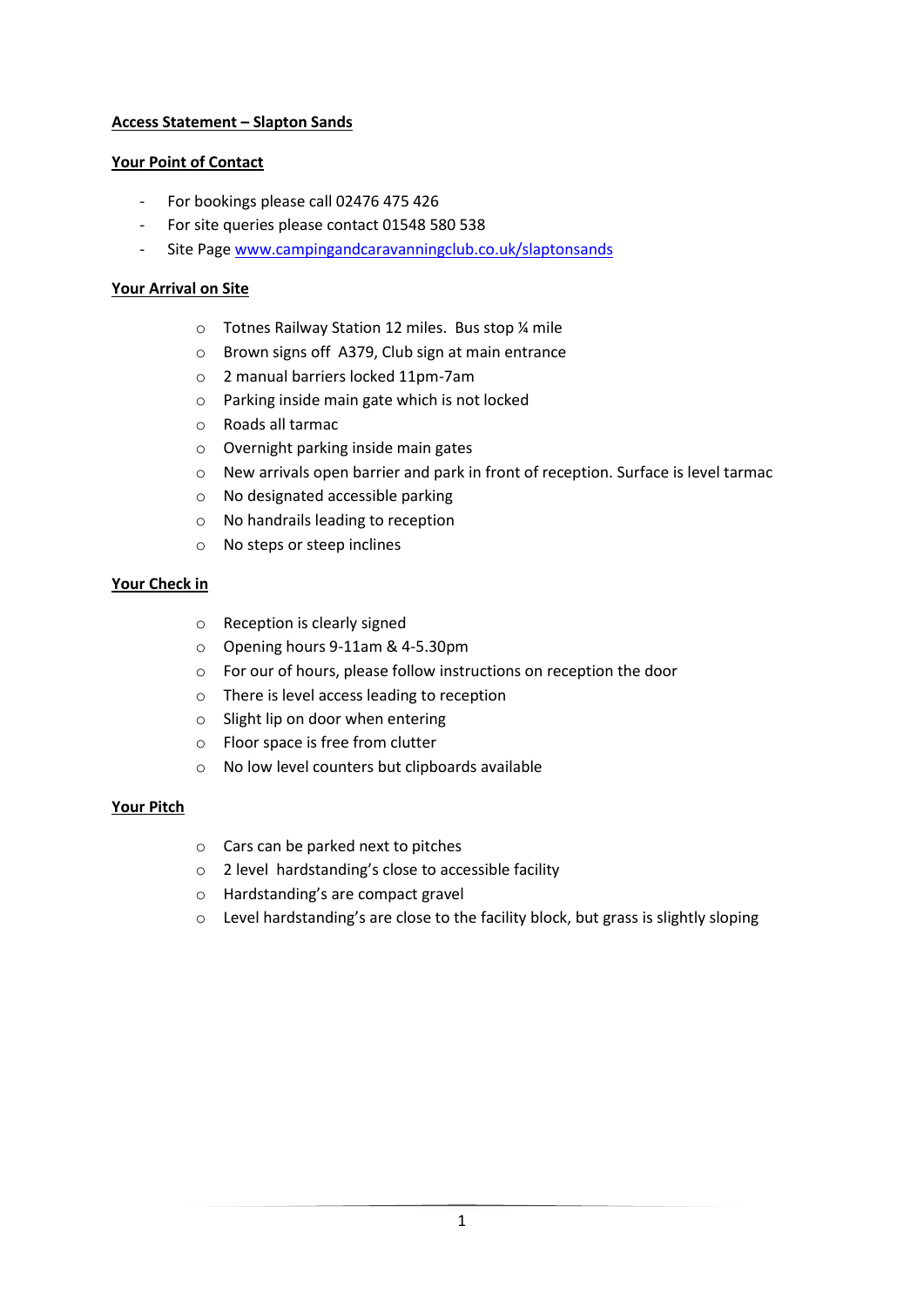**Access Statement – Slapton Sands**

**Your Point of Contact**

- For bookings please call 02476 475 426
- For site queries please contact 01548 580 538
- Site Page [www.campingandcaravanningclub.co.uk/slaptonsands](http://www.campingandcaravanningclub.co.uk/slaptonsands)

**Your Arrival on Site**

- Totnes Railway Station 12 miles. Bus stop ¼ mile
- Brown signs off A379, Club sign at main entrance
- 2 manual barriers locked 11pm-7am
- Parking inside main gate which is not locked
- Roads all tarmac
- Overnight parking inside main gates
- New arrivals open barrier and park in front of reception. Surface is level tarmac
- No designated accessible parking
- No handrails leading to reception
- No steps or steep inclines

**Your Check in**

- Reception is clearly signed
- Opening hours 9-11am & 4-5.30pm
- For our of hours, please follow instructions on reception the door
- There is level access leading to reception
- Slight lip on door when entering
- Floor space is free from clutter
- No low level counters but clipboards available

**Your Pitch**

- Cars can be parked next to pitches
- 2 level hardstanding's close to accessible facility
- Hardstanding's are compact gravel
- Level hardstanding's are close to the facility block, but grass is slightly sloping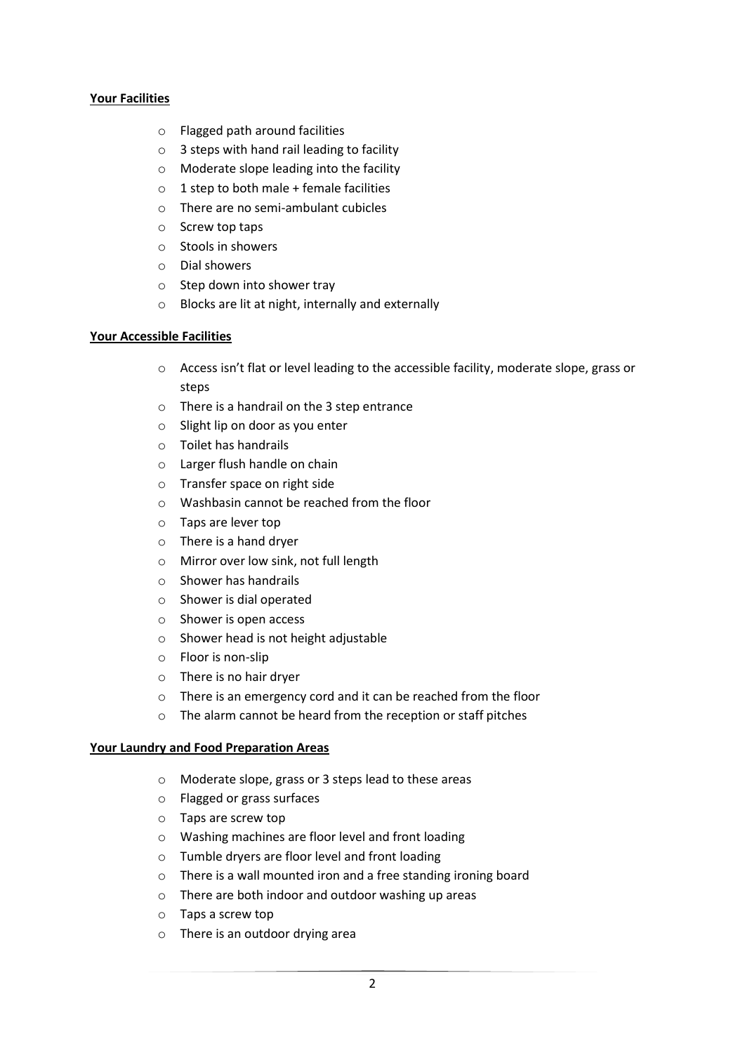**Your Facilities**

- Flagged path around facilities
- 3 steps with hand rail leading to facility
- Moderate slope leading into the facility
- 1 step to both male + female facilities
- There are no semi-ambulant cubicles
- Screw top taps
- Stools in showers
- Dial showers
- Step down into shower tray
- Blocks are lit at night, internally and externally

**Your Accessible Facilities**

- Access isn't flat or level leading to the accessible facility, moderate slope, grass or steps
- There is a handrail on the 3 step entrance
- Slight lip on door as you enter
- Toilet has handrails
- Larger flush handle on chain
- Transfer space on right side
- Washbasin cannot be reached from the floor
- Taps are lever top
- There is a hand dryer
- Mirror over low sink, not full length
- Shower has handrails
- Shower is dial operated
- Shower is open access
- Shower head is not height adjustable
- Floor is non-slip
- There is no hair dryer
- There is an emergency cord and it can be reached from the floor
- The alarm cannot be heard from the reception or staff pitches

**Your Laundry and Food Preparation Areas**

- Moderate slope, grass or 3 steps lead to these areas
- Flagged or grass surfaces
- Taps are screw top
- Washing machines are floor level and front loading
- Tumble dryers are floor level and front loading
- There is a wall mounted iron and a free standing ironing board
- There are both indoor and outdoor washing up areas
- Taps a screw top
- There is an outdoor drying area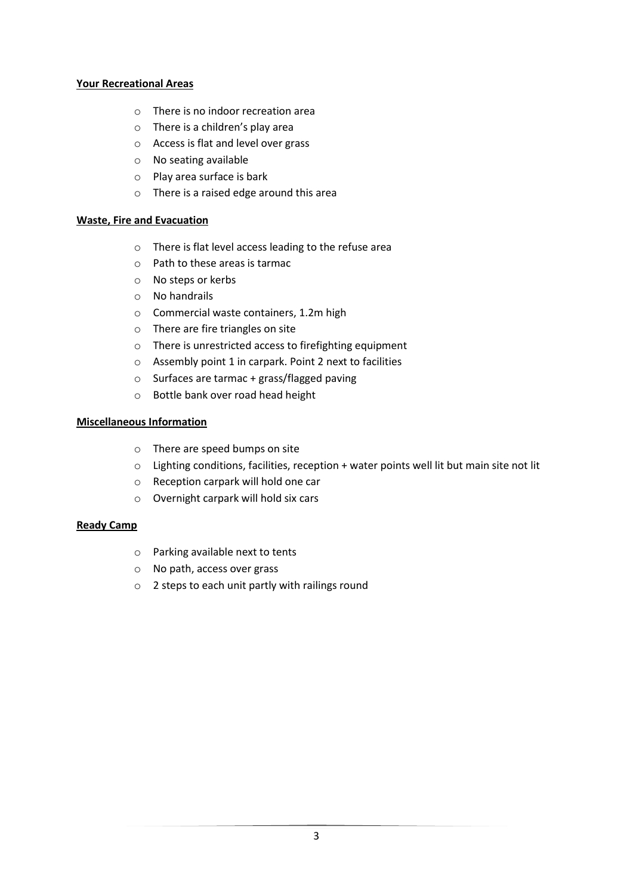**Your Recreational Areas**

- There is no indoor recreation area
- There is a children's play area
- Access is flat and level over grass
- No seating available
- Play area surface is bark
- There is a raised edge around this area

**Waste, Fire and Evacuation**

- There is flat level access leading to the refuse area
- Path to these areas is tarmac
- No steps or kerbs
- No handrails
- Commercial waste containers, 1.2m high
- There are fire triangles on site
- There is unrestricted access to firefighting equipment
- Assembly point 1 in carpark. Point 2 next to facilities
- Surfaces are tarmac + grass/flagged paving
- Bottle bank over road head height

**Miscellaneous Information**

- There are speed bumps on site
- Lighting conditions, facilities, reception + water points well lit but main site not lit
- Reception carpark will hold one car
- Overnight carpark will hold six cars

**Ready Camp**

- Parking available next to tents
- No path, access over grass
- 2 steps to each unit partly with railings round